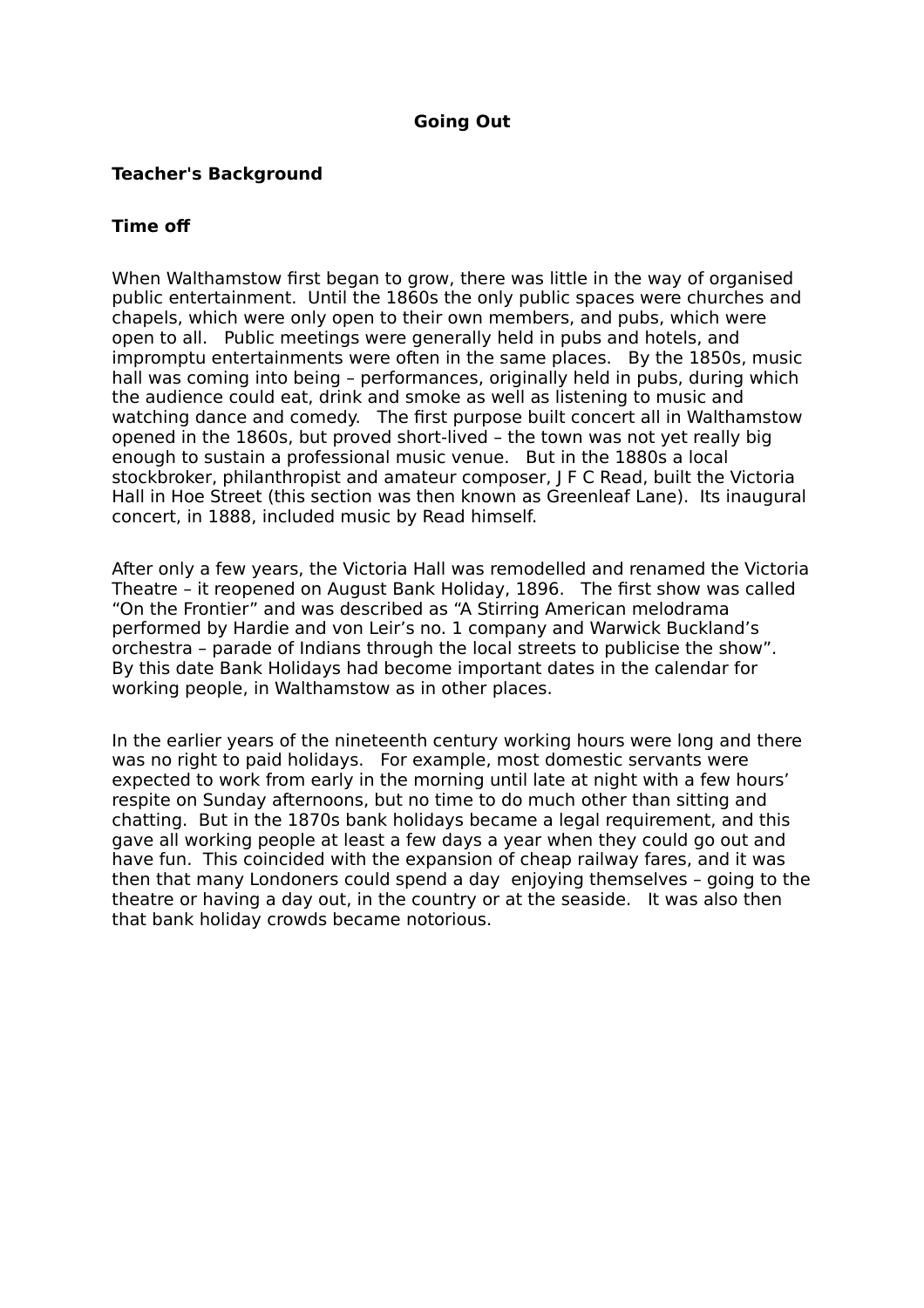# Going Out

## Teacher's Background

### Time off

When Walthamstow first began to grow, there was little in the way of organised public entertainment. Until the 1860s the only public spaces were churches and chapels, which were only open to their own members, and pubs, which were open to all. Public meetings were generally held in pubs and hotels, and impromptu entertainments were often in the same places. By the 1850s, music hall was coming into being – performances, originally held in pubs, during which the audience could eat, drink and smoke as well as listening to music and watching dance and comedy. The first purpose built concert all in Walthamstow opened in the 1860s, but proved short-lived – the town was not yet really big enough to sustain a professional music venue. But in the 1880s a local stockbroker, philanthropist and amateur composer, J F C Read, built the Victoria Hall in Hoe Street (this section was then known as Greenleaf Lane). Its inaugural concert, in 1888, included music by Read himself.

After only a few years, the Victoria Hall was remodelled and renamed the Victoria Theatre – it reopened on August Bank Holiday, 1896. The first show was called "On the Frontier" and was described as "A Stirring American melodrama performed by Hardie and von Leir's no. 1 company and Warwick Buckland's orchestra – parade of Indians through the local streets to publicise the show". By this date Bank Holidays had become important dates in the calendar for working people, in Walthamstow as in other places.

In the earlier years of the nineteenth century working hours were long and there was no right to paid holidays. For example, most domestic servants were expected to work from early in the morning until late at night with a few hours' respite on Sunday afternoons, but no time to do much other than sitting and chatting. But in the 1870s bank holidays became a legal requirement, and this gave all working people at least a few days a year when they could go out and have fun. This coincided with the expansion of cheap railway fares, and it was then that many Londoners could spend a day enjoying themselves – going to the theatre or having a day out, in the country or at the seaside. It was also then that bank holiday crowds became notorious.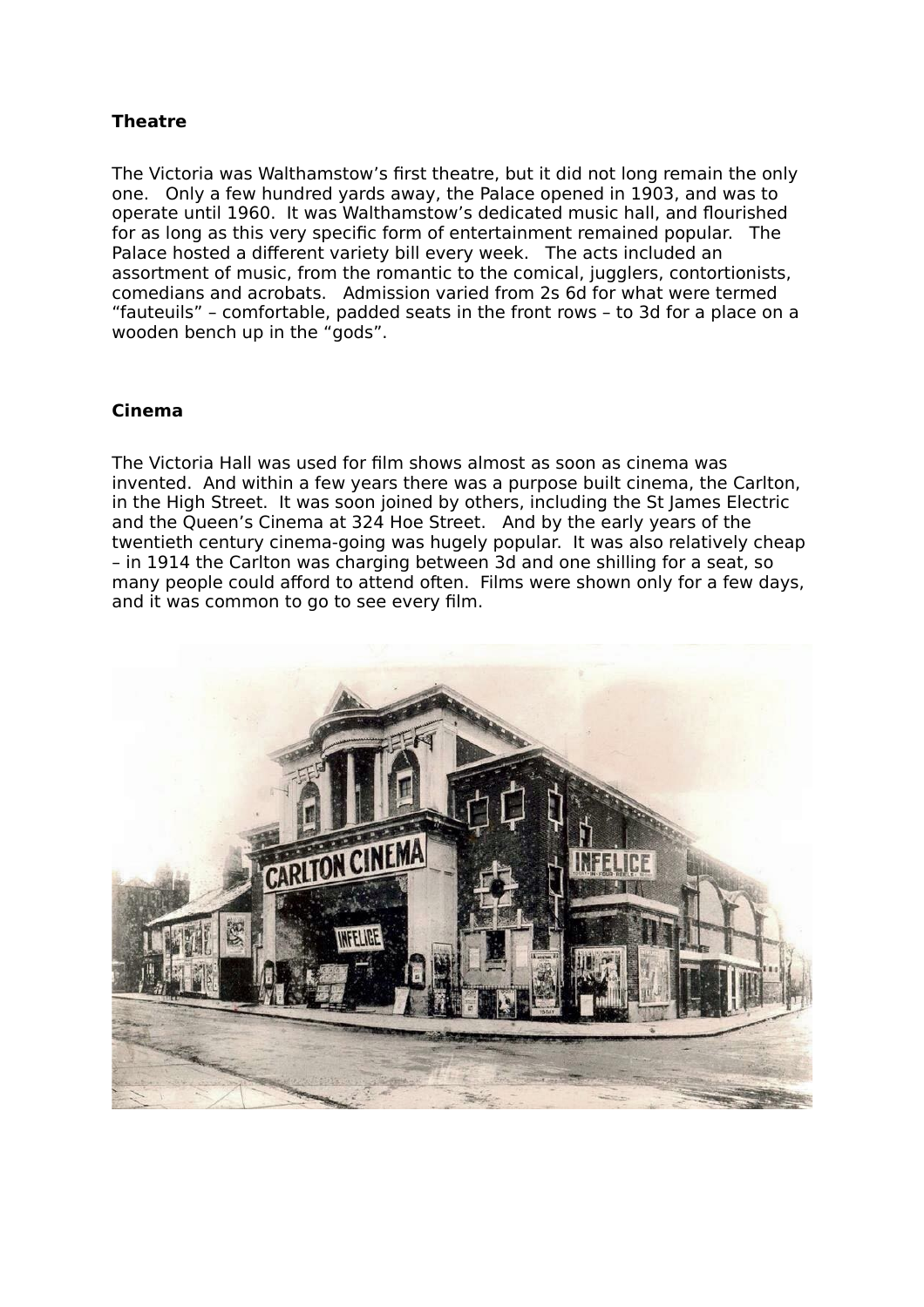**Theatre**

The Victoria was Walthamstow's first theatre, but it did not long remain the only one. Only a few hundred yards away, the Palace opened in 1903, and was to operate until 1960. It was Walthamstow's dedicated music hall, and flourished for as long as this very specific form of entertainment remained popular. The Palace hosted a different variety bill every week. The acts included an assortment of music, from the romantic to the comical, jugglers, contortionists, comedians and acrobats. Admission varied from 2s 6d for what were termed "fauteuils" – comfortable, padded seats in the front rows – to 3d for a place on a wooden bench up in the "gods".

**Cinema**

The Victoria Hall was used for film shows almost as soon as cinema was invented. And within a few years there was a purpose built cinema, the Carlton, in the High Street. It was soon joined by others, including the St James Electric and the Queen's Cinema at 324 Hoe Street. And by the early years of the twentieth century cinema-going was hugely popular. It was also relatively cheap – in 1914 the Carlton was charging between 3d and one shilling for a seat, so many people could afford to attend often. Films were shown only for a few days, and it was common to go to see every film.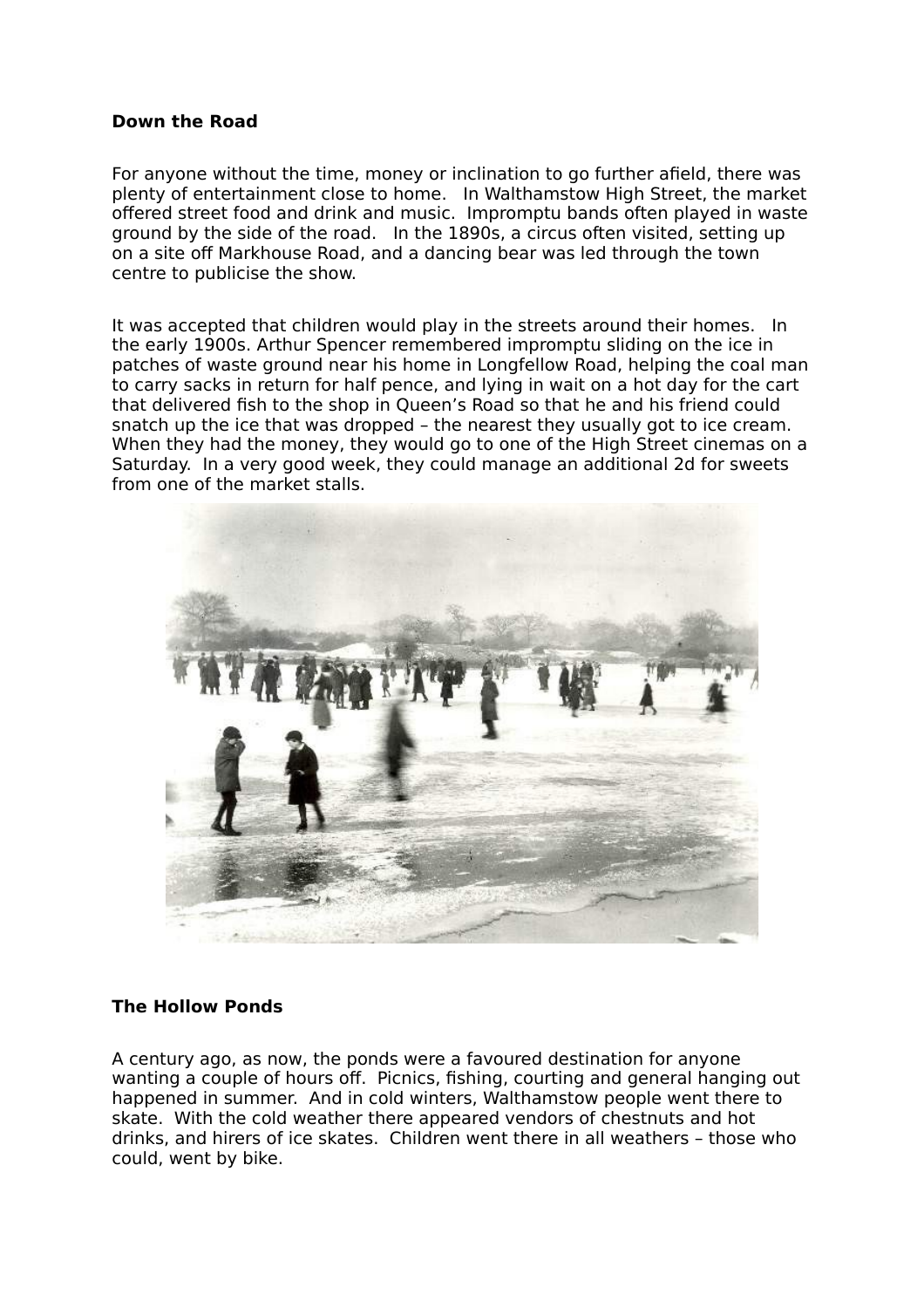**Down the Road**

For anyone without the time, money or inclination to go further afield, there was plenty of entertainment close to home. In Walthamstow High Street, the market offered street food and drink and music. Impromptu bands often played in waste ground by the side of the road. In the 1890s, a circus often visited, setting up on a site off Markhouse Road, and a dancing bear was led through the town centre to publicise the show.

It was accepted that children would play in the streets around their homes. In the early 1900s. Arthur Spencer remembered impromptu sliding on the ice in patches of waste ground near his home in Longfellow Road, helping the coal man to carry sacks in return for half pence, and lying in wait on a hot day for the cart that delivered fish to the shop in Queen's Road so that he and his friend could snatch up the ice that was dropped – the nearest they usually got to ice cream. When they had the money, they would go to one of the High Street cinemas on a Saturday. In a very good week, they could manage an additional 2d for sweets from one of the market stalls.

**The Hollow Ponds**

A century ago, as now, the ponds were a favoured destination for anyone wanting a couple of hours off. Picnics, fishing, courting and general hanging out happened in summer. And in cold winters, Walthamstow people went there to skate. With the cold weather there appeared vendors of chestnuts and hot drinks, and hirers of ice skates. Children went there in all weathers – those who could, went by bike.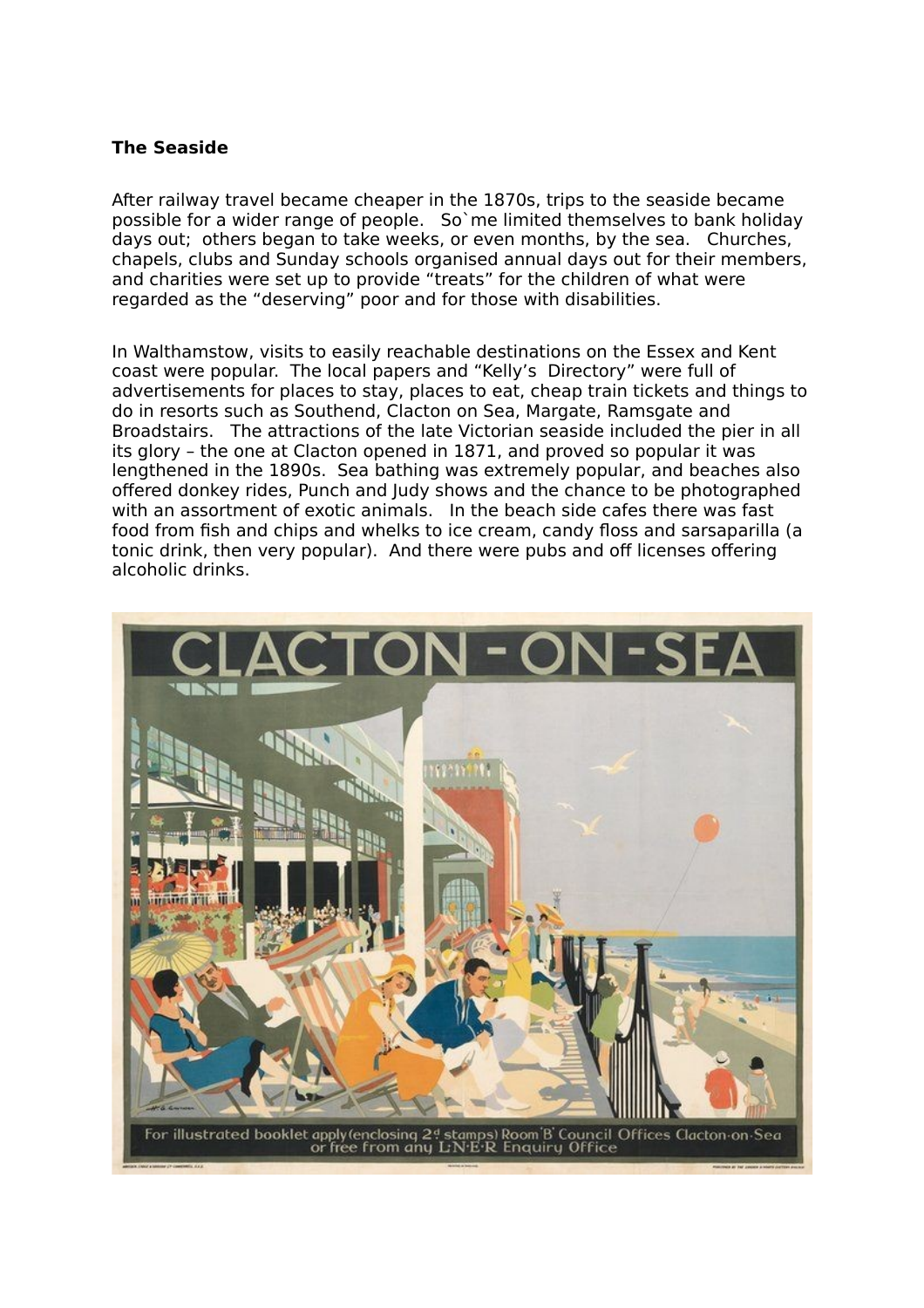**The Seaside**

After railway travel became cheaper in the 1870s, trips to the seaside became possible for a wider range of people. So`me limited themselves to bank holiday days out; others began to take weeks, or even months, by the sea. Churches, chapels, clubs and Sunday schools organised annual days out for their members, and charities were set up to provide "treats" for the children of what were regarded as the "deserving" poor and for those with disabilities.

In Walthamstow, visits to easily reachable destinations on the Essex and Kent coast were popular. The local papers and "Kelly's Directory" were full of advertisements for places to stay, places to eat, cheap train tickets and things to do in resorts such as Southend, Clacton on Sea, Margate, Ramsgate and Broadstairs. The attractions of the late Victorian seaside included the pier in all its glory – the one at Clacton opened in 1871, and proved so popular it was lengthened in the 1890s. Sea bathing was extremely popular, and beaches also offered donkey rides, Punch and Judy shows and the chance to be photographed with an assortment of exotic animals. In the beach side cafes there was fast food from fish and chips and whelks to ice cream, candy floss and sarsaparilla (a tonic drink, then very popular). And there were pubs and off licenses offering alcoholic drinks.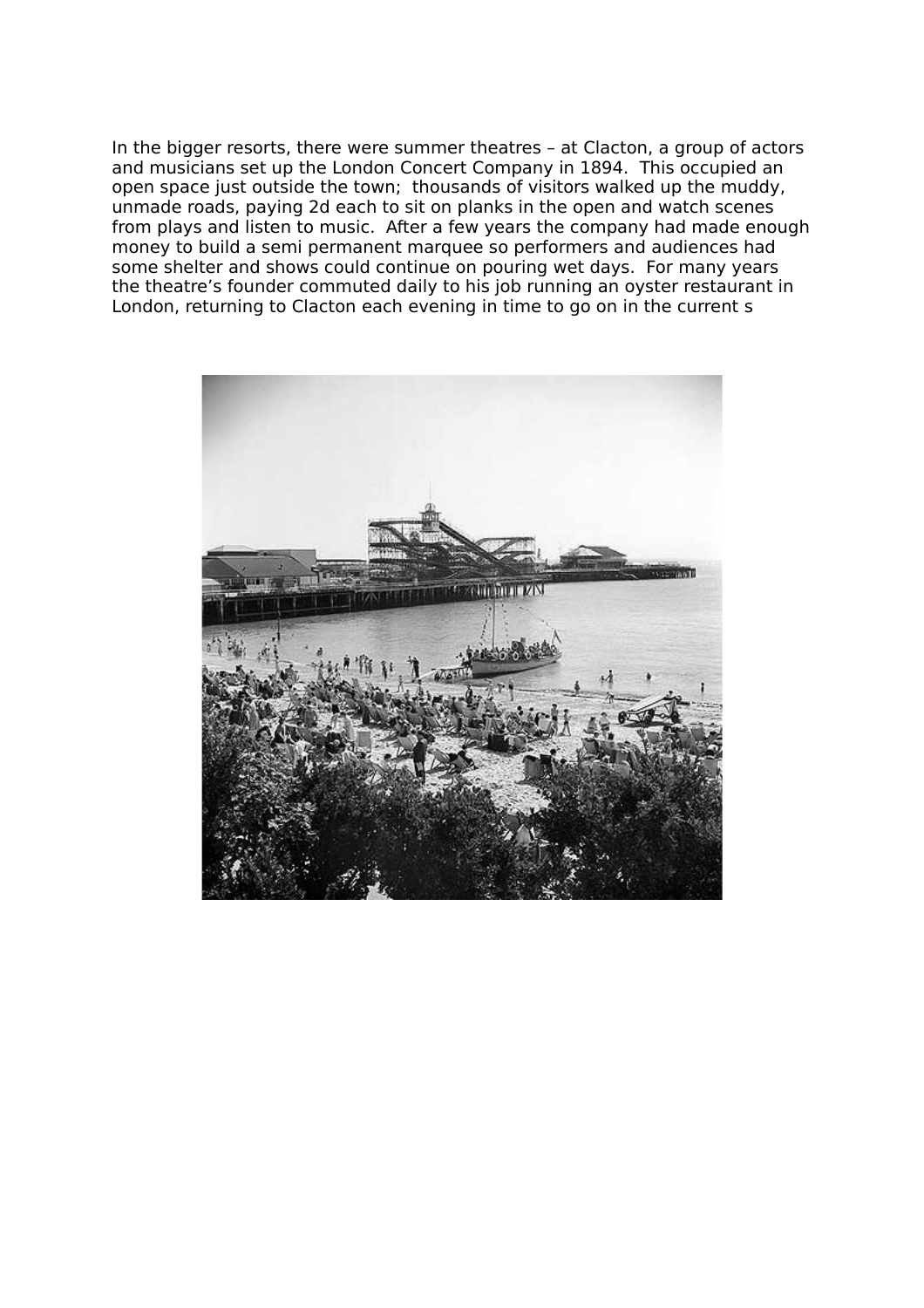In the bigger resorts, there were summer theatres – at Clacton, a group of actors and musicians set up the London Concert Company in 1894. This occupied an open space just outside the town; thousands of visitors walked up the muddy, unmade roads, paying 2d each to sit on planks in the open and watch scenes from plays and listen to music. After a few years the company had made enough money to build a semi permanent marquee so performers and audiences had some shelter and shows could continue on pouring wet days. For many years the theatre's founder commuted daily to his job running an oyster restaurant in London, returning to Clacton each evening in time to go on in the current s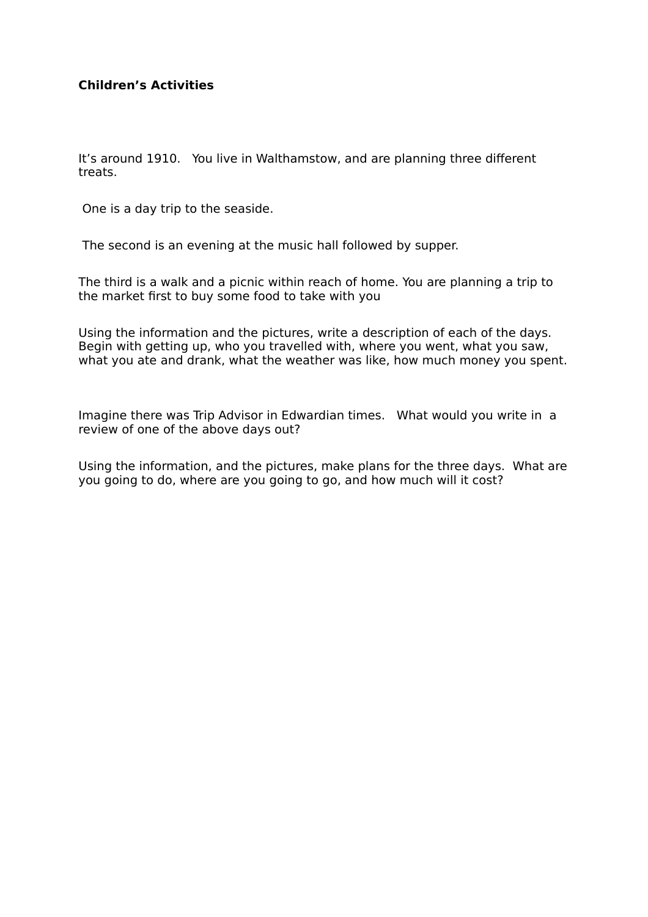**Children's Activities**

It's around 1910. You live in Walthamstow, and are planning three different treats.

One is a day trip to the seaside.

The second is an evening at the music hall followed by supper.

The third is a walk and a picnic within reach of home. You are planning a trip to the market first to buy some food to take with you

Using the information and the pictures, write a description of each of the days. Begin with getting up, who you travelled with, where you went, what you saw, what you ate and drank, what the weather was like, how much money you spent.

Imagine there was Trip Advisor in Edwardian times. What would you write in a review of one of the above days out?

Using the information, and the pictures, make plans for the three days. What are you going to do, where are you going to go, and how much will it cost?